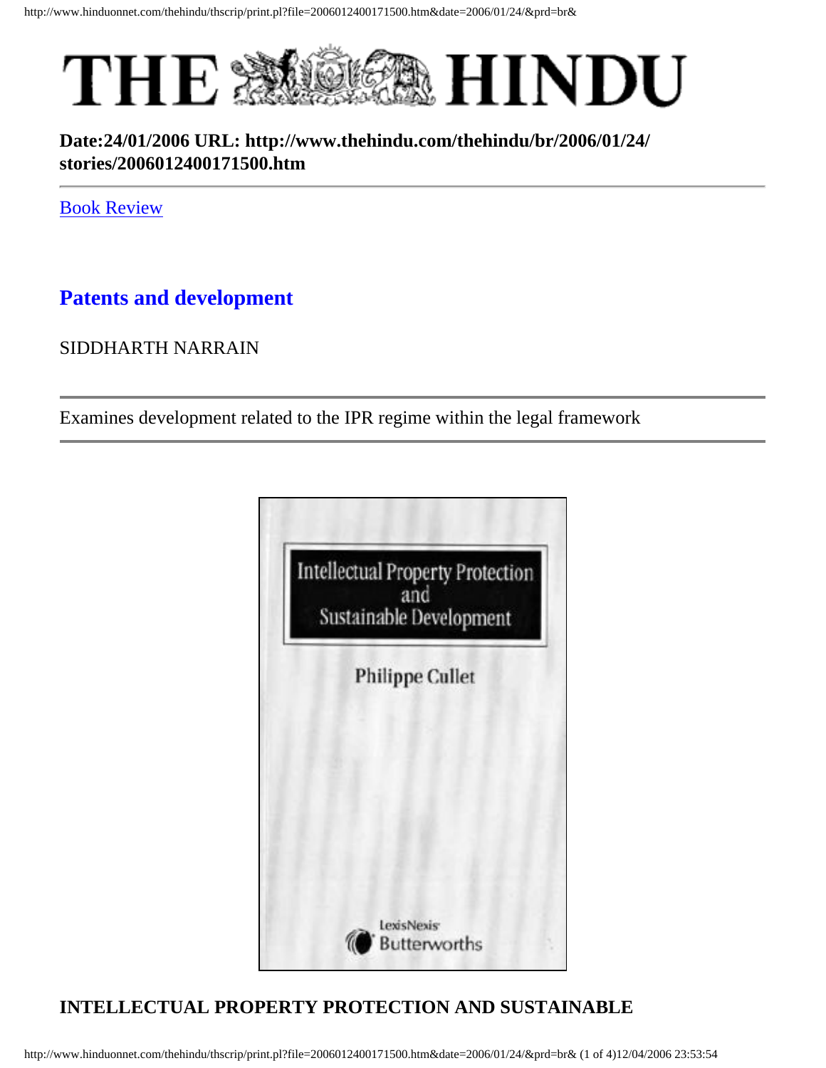# THE HINDU

**Date:24/01/2006 URL: http://www.thehindu.com/thehindu/br/2006/01/24/stories/2006012400171500.htm**

---

Book Review

## Patents and development

SIDDHARTH NARRAIN

---

Examines development related to the IPR regime within the legal framework

---

Intellectual Property Protection and Sustainable Development

Philippe Cullet

LexisNexis Butterworths

**INTELLECTUAL PROPERTY PROTECTION AND SUSTAINABLE**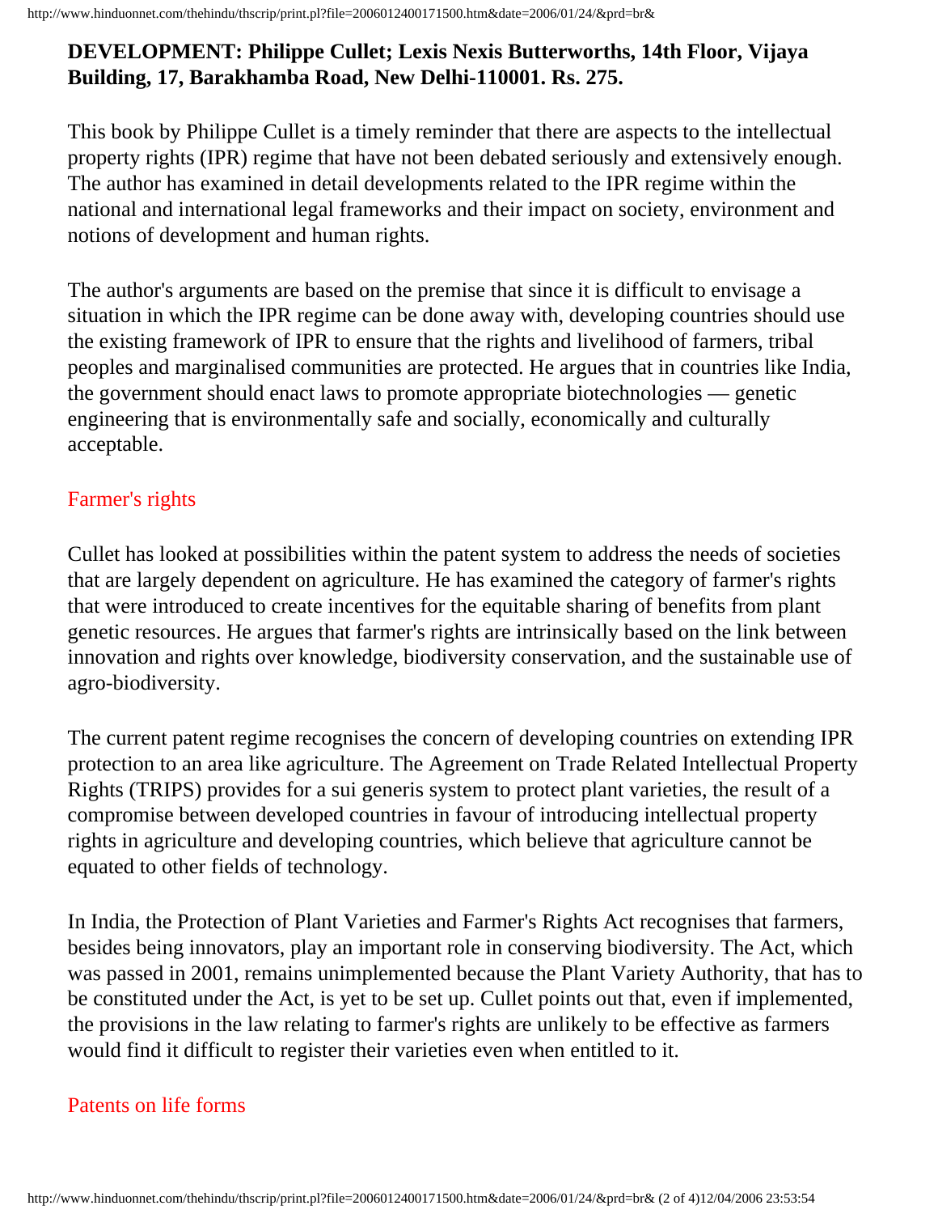**DEVELOPMENT: Philippe Cullet; Lexis Nexis Butterworths, 14th Floor, Vijaya Building, 17, Barakhamba Road, New Delhi-110001. Rs. 275.**

This book by Philippe Cullet is a timely reminder that there are aspects to the intellectual property rights (IPR) regime that have not been debated seriously and extensively enough. The author has examined in detail developments related to the IPR regime within the national and international legal frameworks and their impact on society, environment and notions of development and human rights.

The author's arguments are based on the premise that since it is difficult to envisage a situation in which the IPR regime can be done away with, developing countries should use the existing framework of IPR to ensure that the rights and livelihood of farmers, tribal peoples and marginalised communities are protected. He argues that in countries like India, the government should enact laws to promote appropriate biotechnologies — genetic engineering that is environmentally safe and socially, economically and culturally acceptable.

## Farmer's rights

Cullet has looked at possibilities within the patent system to address the needs of societies that are largely dependent on agriculture. He has examined the category of farmer's rights that were introduced to create incentives for the equitable sharing of benefits from plant genetic resources. He argues that farmer's rights are intrinsically based on the link between innovation and rights over knowledge, biodiversity conservation, and the sustainable use of agro-biodiversity.

The current patent regime recognises the concern of developing countries on extending IPR protection to an area like agriculture. The Agreement on Trade Related Intellectual Property Rights (TRIPS) provides for a sui generis system to protect plant varieties, the result of a compromise between developed countries in favour of introducing intellectual property rights in agriculture and developing countries, which believe that agriculture cannot be equated to other fields of technology.

In India, the Protection of Plant Varieties and Farmer's Rights Act recognises that farmers, besides being innovators, play an important role in conserving biodiversity. The Act, which was passed in 2001, remains unimplemented because the Plant Variety Authority, that has to be constituted under the Act, is yet to be set up. Cullet points out that, even if implemented, the provisions in the law relating to farmer's rights are unlikely to be effective as farmers would find it difficult to register their varieties even when entitled to it.

## Patents on life forms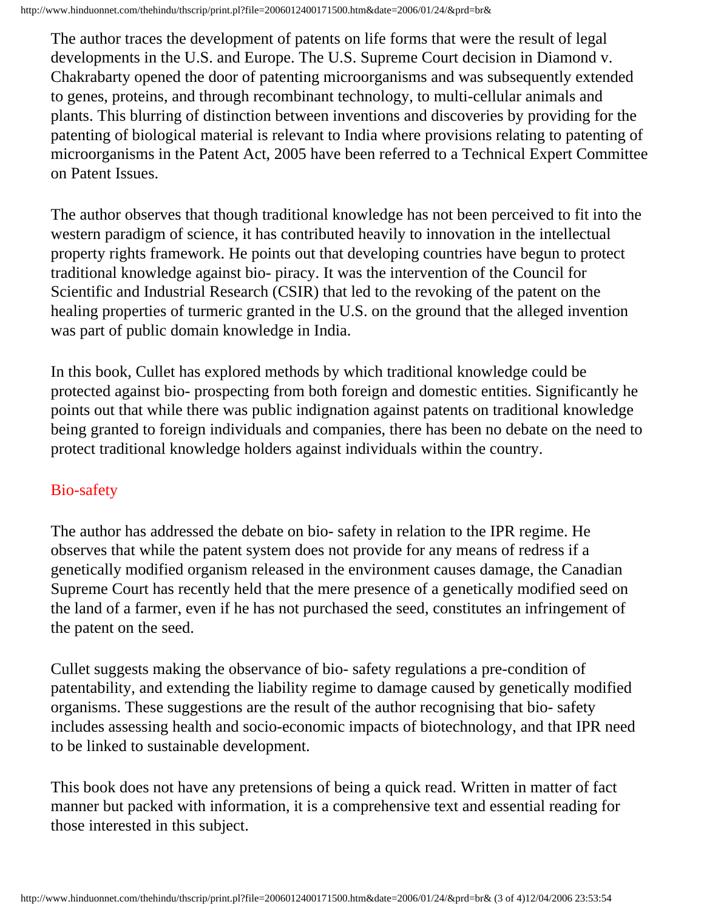The author traces the development of patents on life forms that were the result of legal developments in the U.S. and Europe. The U.S. Supreme Court decision in Diamond v. Chakrabarty opened the door of patenting microorganisms and was subsequently extended to genes, proteins, and through recombinant technology, to multi-cellular animals and plants. This blurring of distinction between inventions and discoveries by providing for the patenting of biological material is relevant to India where provisions relating to patenting of microorganisms in the Patent Act, 2005 have been referred to a Technical Expert Committee on Patent Issues.

The author observes that though traditional knowledge has not been perceived to fit into the western paradigm of science, it has contributed heavily to innovation in the intellectual property rights framework. He points out that developing countries have begun to protect traditional knowledge against bio- piracy. It was the intervention of the Council for Scientific and Industrial Research (CSIR) that led to the revoking of the patent on the healing properties of turmeric granted in the U.S. on the ground that the alleged invention was part of public domain knowledge in India.

In this book, Cullet has explored methods by which traditional knowledge could be protected against bio- prospecting from both foreign and domestic entities. Significantly he points out that while there was public indignation against patents on traditional knowledge being granted to foreign individuals and companies, there has been no debate on the need to protect traditional knowledge holders against individuals within the country.

## Bio-safety

The author has addressed the debate on bio- safety in relation to the IPR regime. He observes that while the patent system does not provide for any means of redress if a genetically modified organism released in the environment causes damage, the Canadian Supreme Court has recently held that the mere presence of a genetically modified seed on the land of a farmer, even if he has not purchased the seed, constitutes an infringement of the patent on the seed.

Cullet suggests making the observance of bio- safety regulations a pre-condition of patentability, and extending the liability regime to damage caused by genetically modified organisms. These suggestions are the result of the author recognising that bio- safety includes assessing health and socio-economic impacts of biotechnology, and that IPR need to be linked to sustainable development.

This book does not have any pretensions of being a quick read. Written in matter of fact manner but packed with information, it is a comprehensive text and essential reading for those interested in this subject.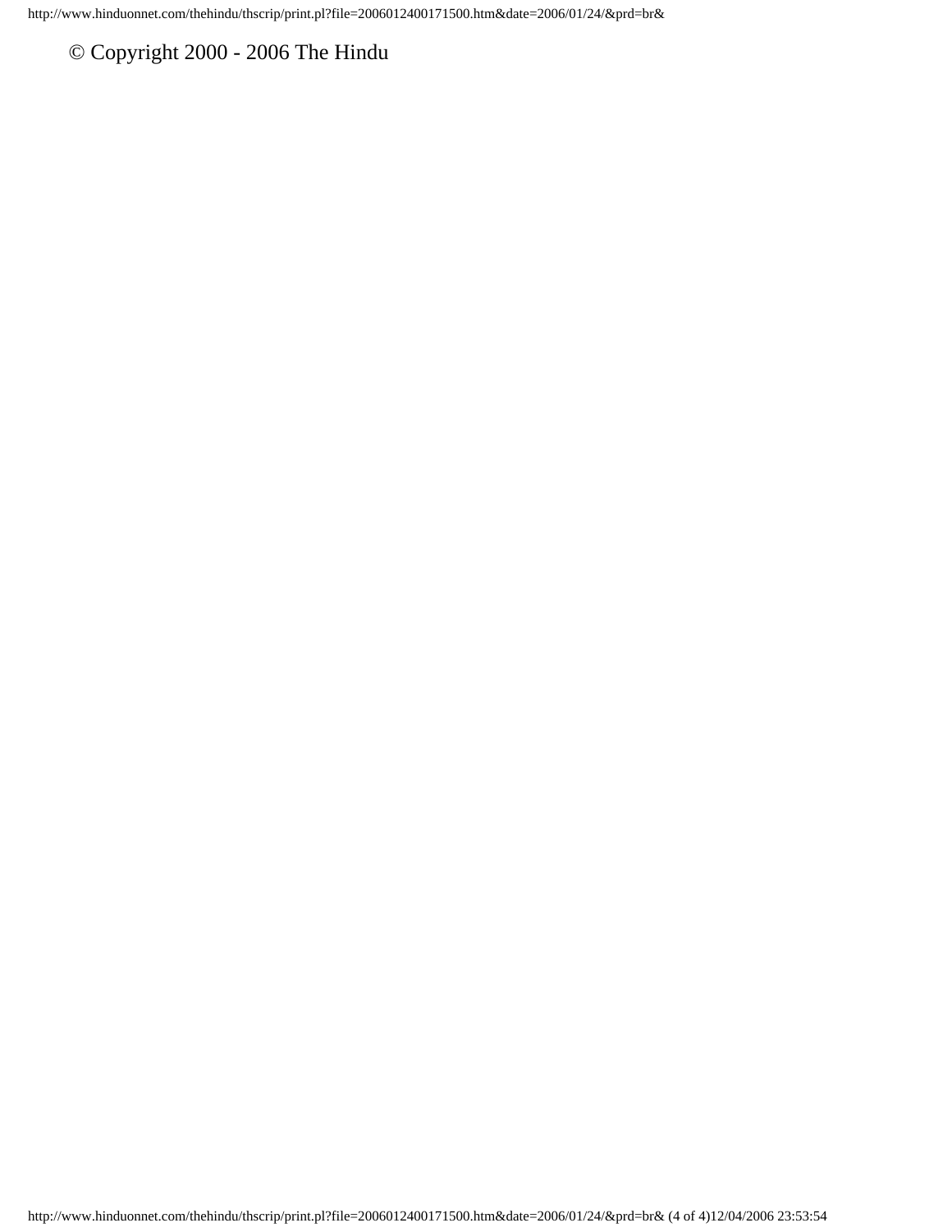© Copyright 2000 - 2006 The Hindu